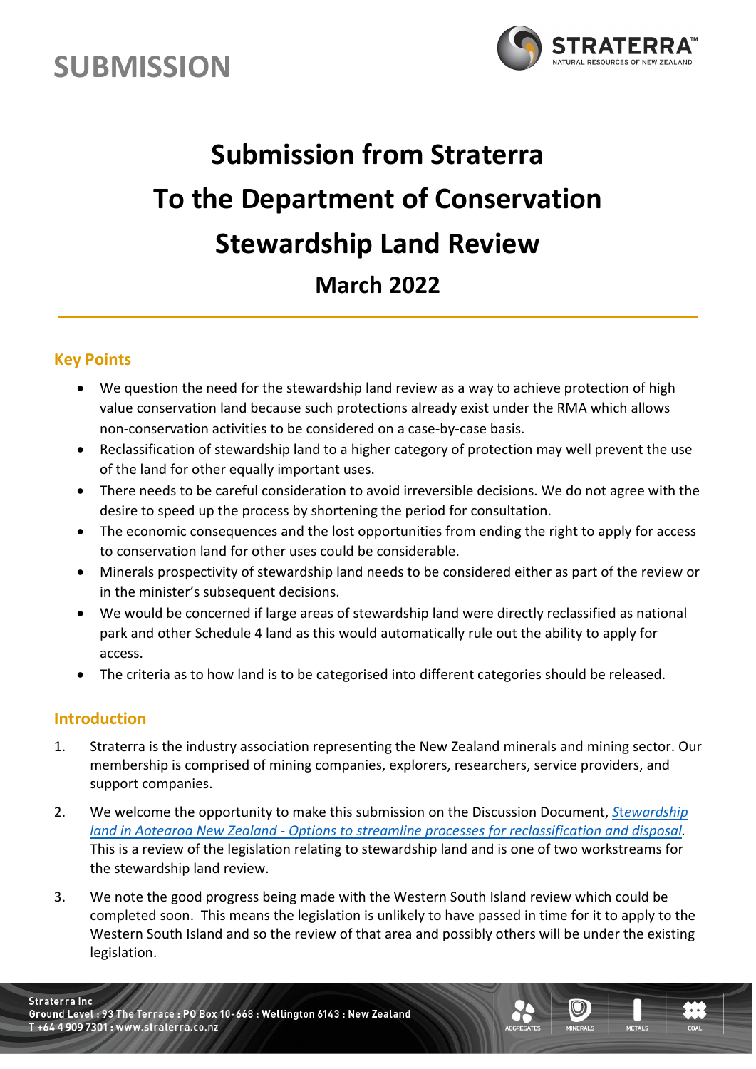# SUBMISSION

# Submission from Straterra
# To the Department of Conservation
# Stewardship Land Review
## March 2022

## Key Points

- We question the need for the stewardship land review as a way to achieve protection of high value conservation land because such protections already exist under the RMA which allows non-conservation activities to be considered on a case-by-case basis.
- Reclassification of stewardship land to a higher category of protection may well prevent the use of the land for other equally important uses.
- There needs to be careful consideration to avoid irreversible decisions. We do not agree with the desire to speed up the process by shortening the period for consultation.
- The economic consequences and the lost opportunities from ending the right to apply for access to conservation land for other uses could be considerable.
- Minerals prospectivity of stewardship land needs to be considered either as part of the review or in the minister's subsequent decisions.
- We would be concerned if large areas of stewardship land were directly reclassified as national park and other Schedule 4 land as this would automatically rule out the ability to apply for access.
- The criteria as to how land is to be categorised into different categories should be released.

## Introduction

1. Straterra is the industry association representing the New Zealand minerals and mining sector. Our membership is comprised of mining companies, explorers, researchers, service providers, and support companies.
2. We welcome the opportunity to make this submission on the Discussion Document, *Stewardship land in Aotearoa New Zealand - Options to streamline processes for reclassification and disposal*. This is a review of the legislation relating to stewardship land and is one of two workstreams for the stewardship land review.
3. We note the good progress being made with the Western South Island review which could be completed soon. This means the legislation is unlikely to have passed in time for it to apply to the Western South Island and so the review of that area and possibly others will be under the existing legislation.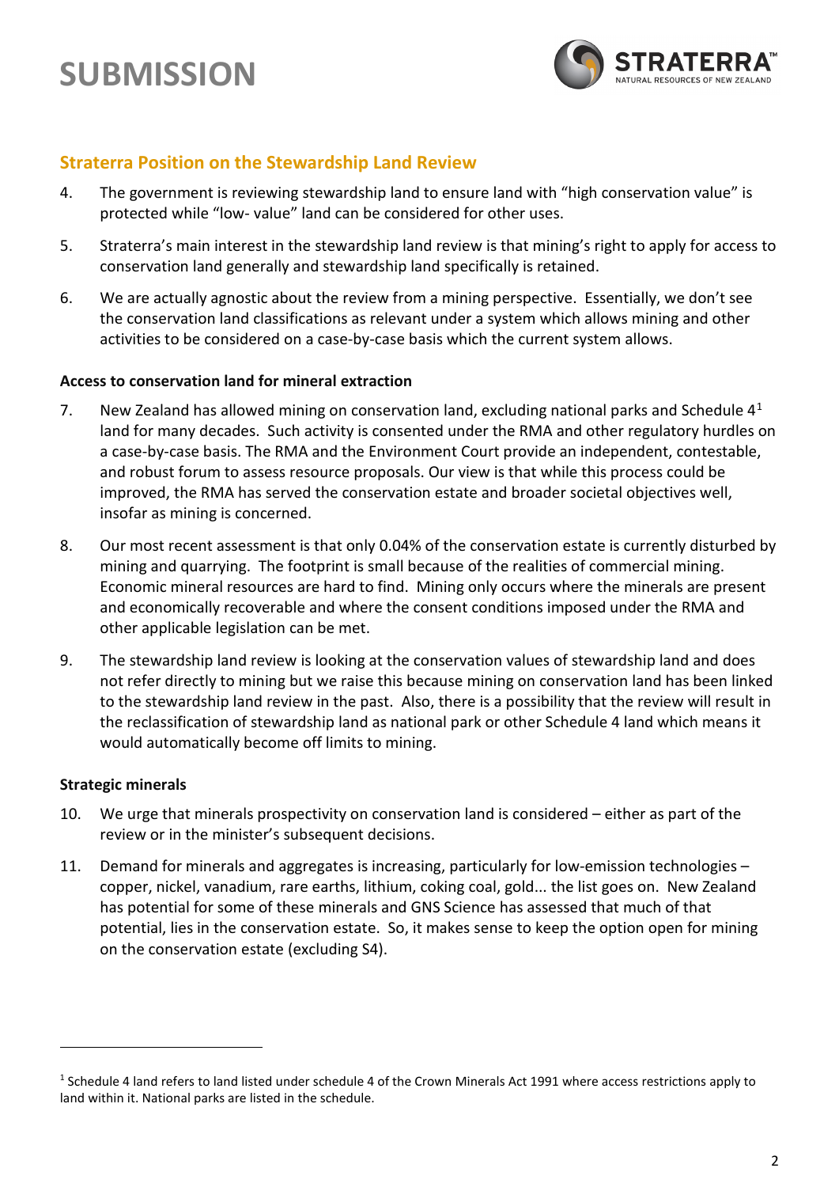# SUBMISSION

## Straterra Position on the Stewardship Land Review

4. The government is reviewing stewardship land to ensure land with "high conservation value" is protected while "low- value" land can be considered for other uses.

5. Straterra's main interest in the stewardship land review is that mining's right to apply for access to conservation land generally and stewardship land specifically is retained.

6. We are actually agnostic about the review from a mining perspective. Essentially, we don't see the conservation land classifications as relevant under a system which allows mining and other activities to be considered on a case-by-case basis which the current system allows.

### Access to conservation land for mineral extraction

7. New Zealand has allowed mining on conservation land, excluding national parks and Schedule 4[1] land for many decades. Such activity is consented under the RMA and other regulatory hurdles on a case-by-case basis. The RMA and the Environment Court provide an independent, contestable, and robust forum to assess resource proposals. Our view is that while this process could be improved, the RMA has served the conservation estate and broader societal objectives well, insofar as mining is concerned.

8. Our most recent assessment is that only 0.04% of the conservation estate is currently disturbed by mining and quarrying. The footprint is small because of the realities of commercial mining. Economic mineral resources are hard to find. Mining only occurs where the minerals are present and economically recoverable and where the consent conditions imposed under the RMA and other applicable legislation can be met.

9. The stewardship land review is looking at the conservation values of stewardship land and does not refer directly to mining but we raise this because mining on conservation land has been linked to the stewardship land review in the past. Also, there is a possibility that the review will result in the reclassification of stewardship land as national park or other Schedule 4 land which means it would automatically become off limits to mining.

### Strategic minerals

10. We urge that minerals prospectivity on conservation land is considered – either as part of the review or in the minister's subsequent decisions.

11. Demand for minerals and aggregates is increasing, particularly for low-emission technologies – copper, nickel, vanadium, rare earths, lithium, coking coal, gold... the list goes on. New Zealand has potential for some of these minerals and GNS Science has assessed that much of that potential, lies in the conservation estate. So, it makes sense to keep the option open for mining on the conservation estate (excluding S4).

---

[1] Schedule 4 land refers to land listed under schedule 4 of the Crown Minerals Act 1991 where access restrictions apply to land within it. National parks are listed in the schedule.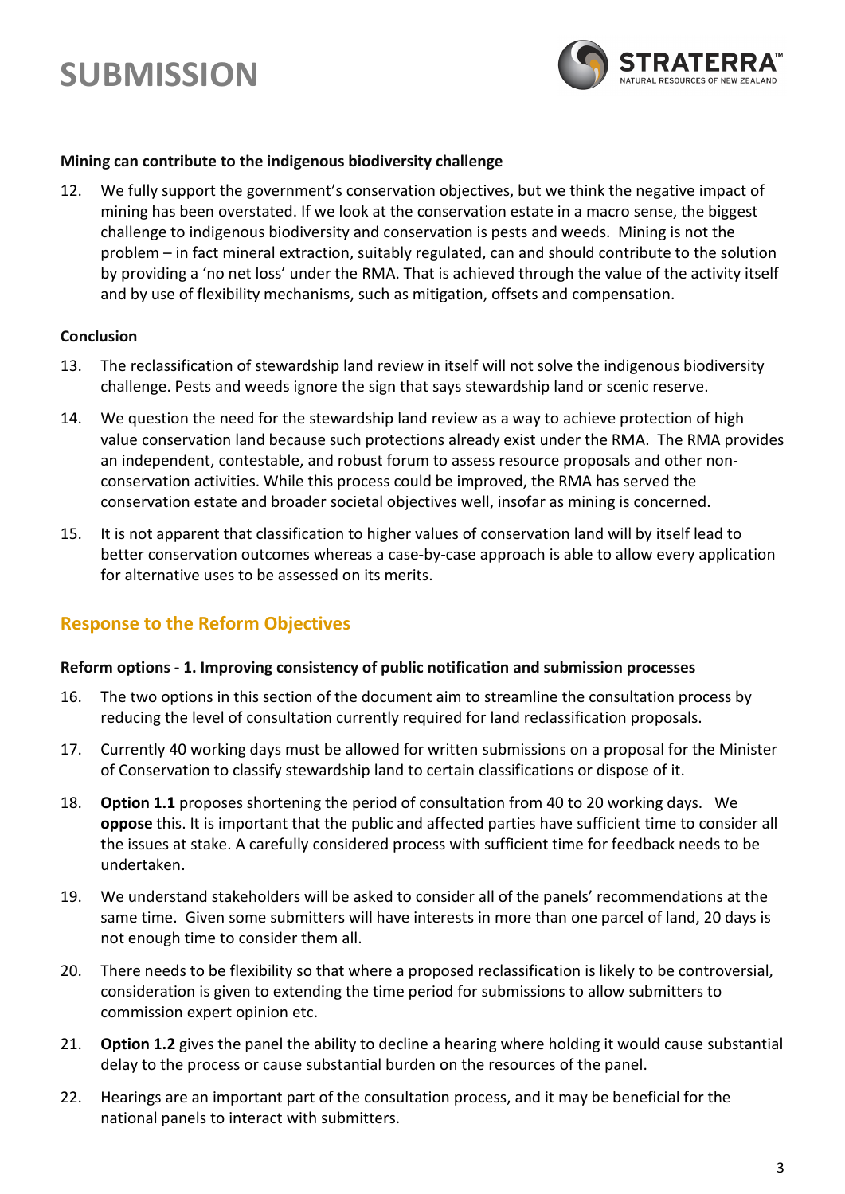**Mining can contribute to the indigenous biodiversity challenge**

12. We fully support the government's conservation objectives, but we think the negative impact of mining has been overstated. If we look at the conservation estate in a macro sense, the biggest challenge to indigenous biodiversity and conservation is pests and weeds. Mining is not the problem – in fact mineral extraction, suitably regulated, can and should contribute to the solution by providing a 'no net loss' under the RMA. That is achieved through the value of the activity itself and by use of flexibility mechanisms, such as mitigation, offsets and compensation.

**Conclusion**

13. The reclassification of stewardship land review in itself will not solve the indigenous biodiversity challenge. Pests and weeds ignore the sign that says stewardship land or scenic reserve.
14. We question the need for the stewardship land review as a way to achieve protection of high value conservation land because such protections already exist under the RMA. The RMA provides an independent, contestable, and robust forum to assess resource proposals and other non-conservation activities. While this process could be improved, the RMA has served the conservation estate and broader societal objectives well, insofar as mining is concerned.
15. It is not apparent that classification to higher values of conservation land will by itself lead to better conservation outcomes whereas a case-by-case approach is able to allow every application for alternative uses to be assessed on its merits.

## Response to the Reform Objectives

**Reform options - 1. Improving consistency of public notification and submission processes**

16. The two options in this section of the document aim to streamline the consultation process by reducing the level of consultation currently required for land reclassification proposals.
17. Currently 40 working days must be allowed for written submissions on a proposal for the Minister of Conservation to classify stewardship land to certain classifications or dispose of it.
18. **Option 1.1** proposes shortening the period of consultation from 40 to 20 working days. We **oppose** this. It is important that the public and affected parties have sufficient time to consider all the issues at stake. A carefully considered process with sufficient time for feedback needs to be undertaken.
19. We understand stakeholders will be asked to consider all of the panels' recommendations at the same time. Given some submitters will have interests in more than one parcel of land, 20 days is not enough time to consider them all.
20. There needs to be flexibility so that where a proposed reclassification is likely to be controversial, consideration is given to extending the time period for submissions to allow submitters to commission expert opinion etc.
21. **Option 1.2** gives the panel the ability to decline a hearing where holding it would cause substantial delay to the process or cause substantial burden on the resources of the panel.
22. Hearings are an important part of the consultation process, and it may be beneficial for the national panels to interact with submitters.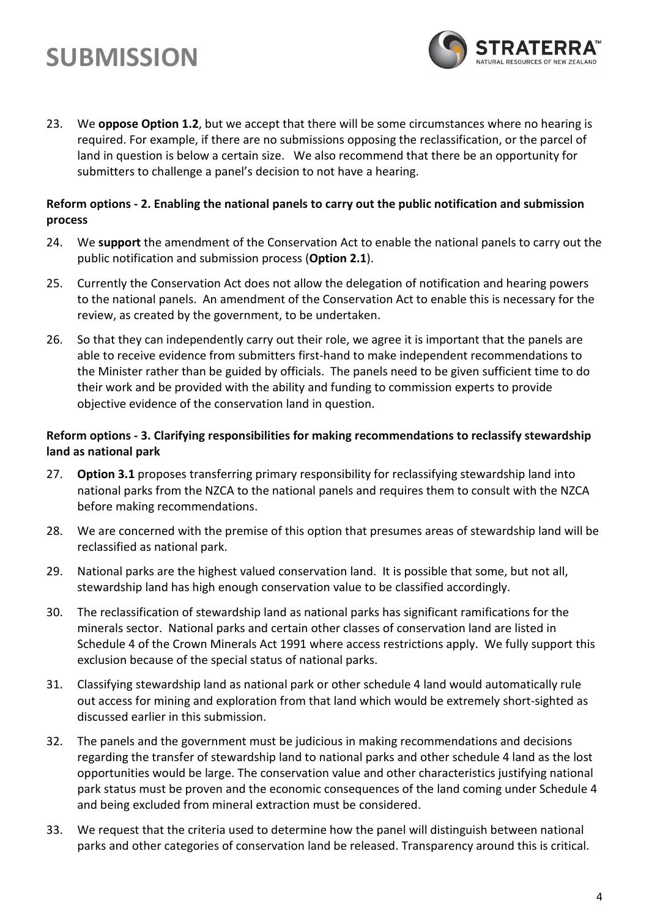23. We **oppose Option 1.2**, but we accept that there will be some circumstances where no hearing is required. For example, if there are no submissions opposing the reclassification, or the parcel of land in question is below a certain size. We also recommend that there be an opportunity for submitters to challenge a panel's decision to not have a hearing.

**Reform options - 2. Enabling the national panels to carry out the public notification and submission process**

24. We **support** the amendment of the Conservation Act to enable the national panels to carry out the public notification and submission process (**Option 2.1**).

25. Currently the Conservation Act does not allow the delegation of notification and hearing powers to the national panels. An amendment of the Conservation Act to enable this is necessary for the review, as created by the government, to be undertaken.

26. So that they can independently carry out their role, we agree it is important that the panels are able to receive evidence from submitters first-hand to make independent recommendations to the Minister rather than be guided by officials. The panels need to be given sufficient time to do their work and be provided with the ability and funding to commission experts to provide objective evidence of the conservation land in question.

**Reform options - 3. Clarifying responsibilities for making recommendations to reclassify stewardship land as national park**

27. **Option 3.1** proposes transferring primary responsibility for reclassifying stewardship land into national parks from the NZCA to the national panels and requires them to consult with the NZCA before making recommendations.

28. We are concerned with the premise of this option that presumes areas of stewardship land will be reclassified as national park.

29. National parks are the highest valued conservation land. It is possible that some, but not all, stewardship land has high enough conservation value to be classified accordingly.

30. The reclassification of stewardship land as national parks has significant ramifications for the minerals sector. National parks and certain other classes of conservation land are listed in Schedule 4 of the Crown Minerals Act 1991 where access restrictions apply. We fully support this exclusion because of the special status of national parks.

31. Classifying stewardship land as national park or other schedule 4 land would automatically rule out access for mining and exploration from that land which would be extremely short-sighted as discussed earlier in this submission.

32. The panels and the government must be judicious in making recommendations and decisions regarding the transfer of stewardship land to national parks and other schedule 4 land as the lost opportunities would be large. The conservation value and other characteristics justifying national park status must be proven and the economic consequences of the land coming under Schedule 4 and being excluded from mineral extraction must be considered.

33. We request that the criteria used to determine how the panel will distinguish between national parks and other categories of conservation land be released. Transparency around this is critical.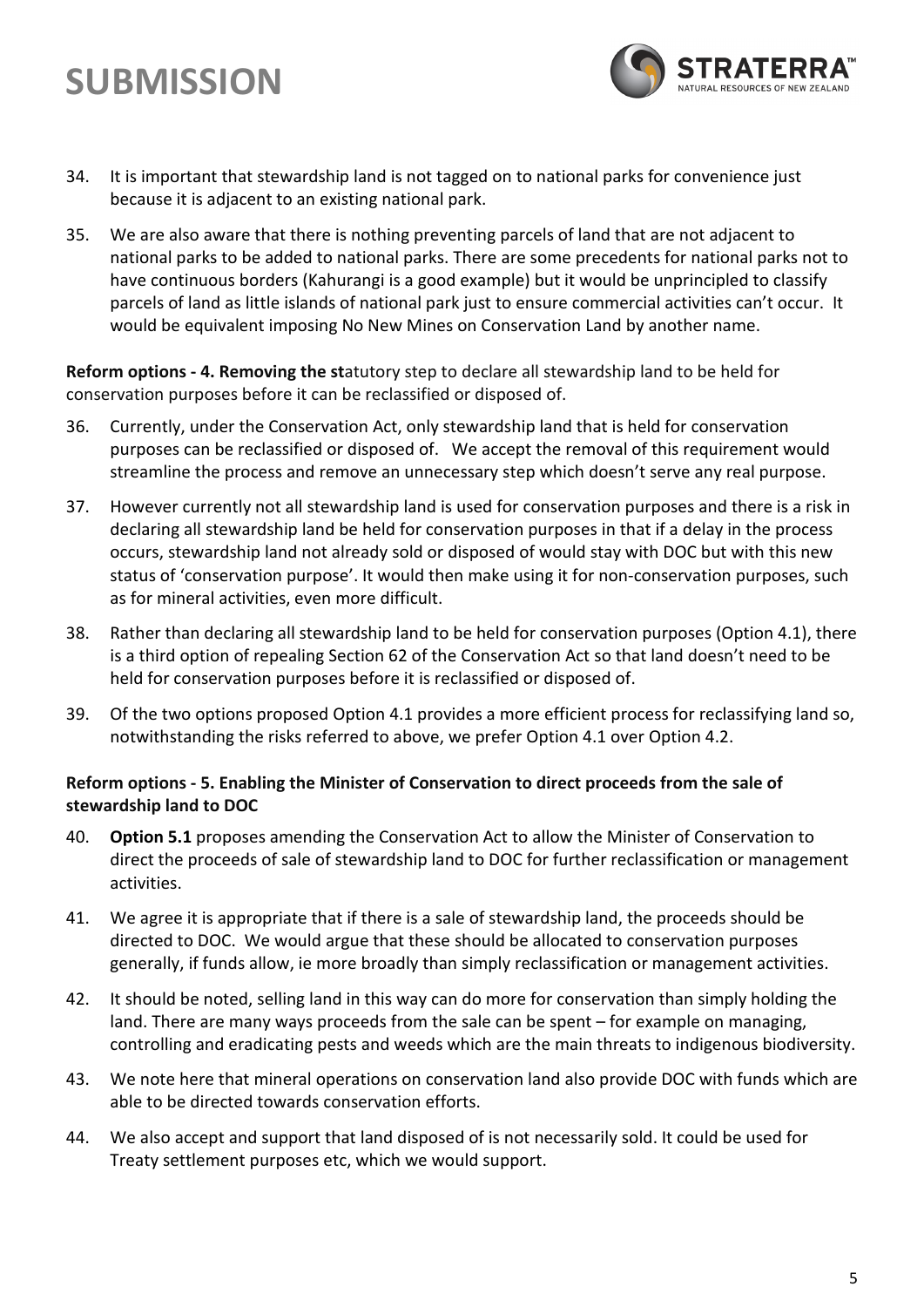34. It is important that stewardship land is not tagged on to national parks for convenience just because it is adjacent to an existing national park.

35. We are also aware that there is nothing preventing parcels of land that are not adjacent to national parks to be added to national parks. There are some precedents for national parks not to have continuous borders (Kahurangi is a good example) but it would be unprincipled to classify parcels of land as little islands of national park just to ensure commercial activities can't occur. It would be equivalent imposing No New Mines on Conservation Land by another name.

**Reform options - 4. Removing the st**atutory step to declare all stewardship land to be held for conservation purposes before it can be reclassified or disposed of.

36. Currently, under the Conservation Act, only stewardship land that is held for conservation purposes can be reclassified or disposed of. We accept the removal of this requirement would streamline the process and remove an unnecessary step which doesn't serve any real purpose.

37. However currently not all stewardship land is used for conservation purposes and there is a risk in declaring all stewardship land be held for conservation purposes in that if a delay in the process occurs, stewardship land not already sold or disposed of would stay with DOC but with this new status of 'conservation purpose'. It would then make using it for non-conservation purposes, such as for mineral activities, even more difficult.

38. Rather than declaring all stewardship land to be held for conservation purposes (Option 4.1), there is a third option of repealing Section 62 of the Conservation Act so that land doesn't need to be held for conservation purposes before it is reclassified or disposed of.

39. Of the two options proposed Option 4.1 provides a more efficient process for reclassifying land so, notwithstanding the risks referred to above, we prefer Option 4.1 over Option 4.2.

**Reform options - 5. Enabling the Minister of Conservation to direct proceeds from the sale of stewardship land to DOC**

40. **Option 5.1** proposes amending the Conservation Act to allow the Minister of Conservation to direct the proceeds of sale of stewardship land to DOC for further reclassification or management activities.

41. We agree it is appropriate that if there is a sale of stewardship land, the proceeds should be directed to DOC. We would argue that these should be allocated to conservation purposes generally, if funds allow, ie more broadly than simply reclassification or management activities.

42. It should be noted, selling land in this way can do more for conservation than simply holding the land. There are many ways proceeds from the sale can be spent – for example on managing, controlling and eradicating pests and weeds which are the main threats to indigenous biodiversity.

43. We note here that mineral operations on conservation land also provide DOC with funds which are able to be directed towards conservation efforts.

44. We also accept and support that land disposed of is not necessarily sold. It could be used for Treaty settlement purposes etc, which we would support.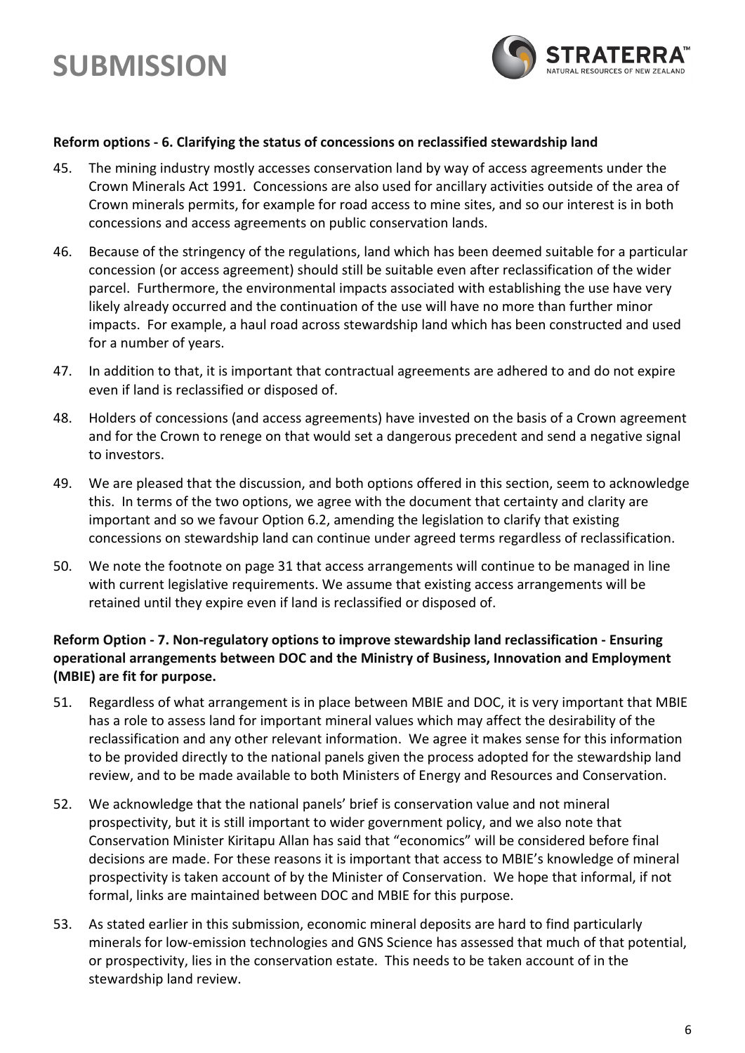**Reform options - 6. Clarifying the status of concessions on reclassified stewardship land**

45. The mining industry mostly accesses conservation land by way of access agreements under the Crown Minerals Act 1991. Concessions are also used for ancillary activities outside of the area of Crown minerals permits, for example for road access to mine sites, and so our interest is in both concessions and access agreements on public conservation lands.

46. Because of the stringency of the regulations, land which has been deemed suitable for a particular concession (or access agreement) should still be suitable even after reclassification of the wider parcel. Furthermore, the environmental impacts associated with establishing the use have very likely already occurred and the continuation of the use will have no more than further minor impacts. For example, a haul road across stewardship land which has been constructed and used for a number of years.

47. In addition to that, it is important that contractual agreements are adhered to and do not expire even if land is reclassified or disposed of.

48. Holders of concessions (and access agreements) have invested on the basis of a Crown agreement and for the Crown to renege on that would set a dangerous precedent and send a negative signal to investors.

49. We are pleased that the discussion, and both options offered in this section, seem to acknowledge this. In terms of the two options, we agree with the document that certainty and clarity are important and so we favour Option 6.2, amending the legislation to clarify that existing concessions on stewardship land can continue under agreed terms regardless of reclassification.

50. We note the footnote on page 31 that access arrangements will continue to be managed in line with current legislative requirements. We assume that existing access arrangements will be retained until they expire even if land is reclassified or disposed of.

**Reform Option - 7. Non-regulatory options to improve stewardship land reclassification - Ensuring operational arrangements between DOC and the Ministry of Business, Innovation and Employment (MBIE) are fit for purpose.**

51. Regardless of what arrangement is in place between MBIE and DOC, it is very important that MBIE has a role to assess land for important mineral values which may affect the desirability of the reclassification and any other relevant information. We agree it makes sense for this information to be provided directly to the national panels given the process adopted for the stewardship land review, and to be made available to both Ministers of Energy and Resources and Conservation.

52. We acknowledge that the national panels' brief is conservation value and not mineral prospectivity, but it is still important to wider government policy, and we also note that Conservation Minister Kiritapu Allan has said that "economics" will be considered before final decisions are made. For these reasons it is important that access to MBIE's knowledge of mineral prospectivity is taken account of by the Minister of Conservation. We hope that informal, if not formal, links are maintained between DOC and MBIE for this purpose.

53. As stated earlier in this submission, economic mineral deposits are hard to find particularly minerals for low-emission technologies and GNS Science has assessed that much of that potential, or prospectivity, lies in the conservation estate. This needs to be taken account of in the stewardship land review.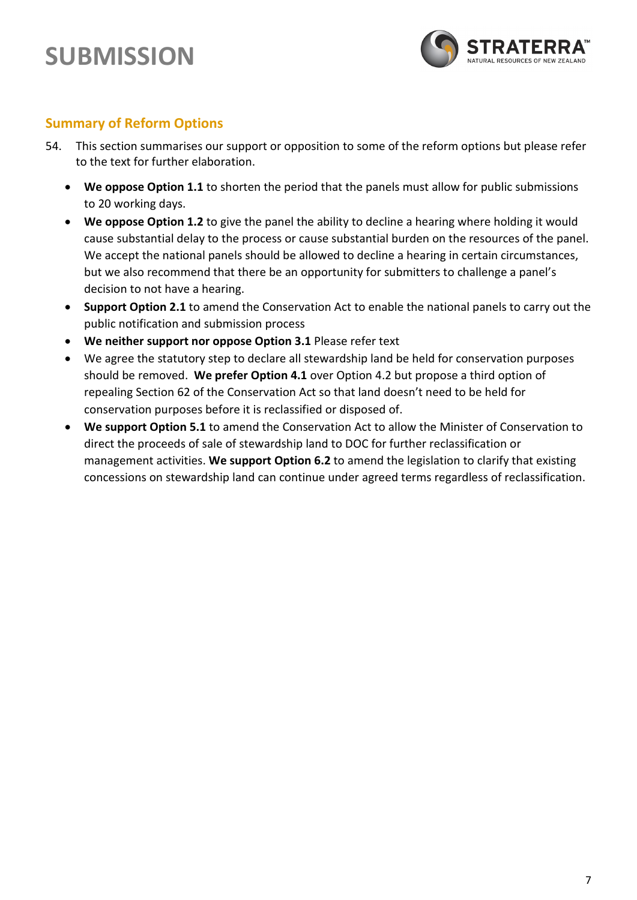# SUBMISSION

## Summary of Reform Options

54. This section summarises our support or opposition to some of the reform options but please refer to the text for further elaboration.

- **We oppose Option 1.1** to shorten the period that the panels must allow for public submissions to 20 working days.
- **We oppose Option 1.2** to give the panel the ability to decline a hearing where holding it would cause substantial delay to the process or cause substantial burden on the resources of the panel. We accept the national panels should be allowed to decline a hearing in certain circumstances, but we also recommend that there be an opportunity for submitters to challenge a panel's decision to not have a hearing.
- **Support Option 2.1** to amend the Conservation Act to enable the national panels to carry out the public notification and submission process
- **We neither support nor oppose Option 3.1** Please refer text
- We agree the statutory step to declare all stewardship land be held for conservation purposes should be removed. **We prefer Option 4.1** over Option 4.2 but propose a third option of repealing Section 62 of the Conservation Act so that land doesn't need to be held for conservation purposes before it is reclassified or disposed of.
- **We support Option 5.1** to amend the Conservation Act to allow the Minister of Conservation to direct the proceeds of sale of stewardship land to DOC for further reclassification or management activities. **We support Option 6.2** to amend the legislation to clarify that existing concessions on stewardship land can continue under agreed terms regardless of reclassification.